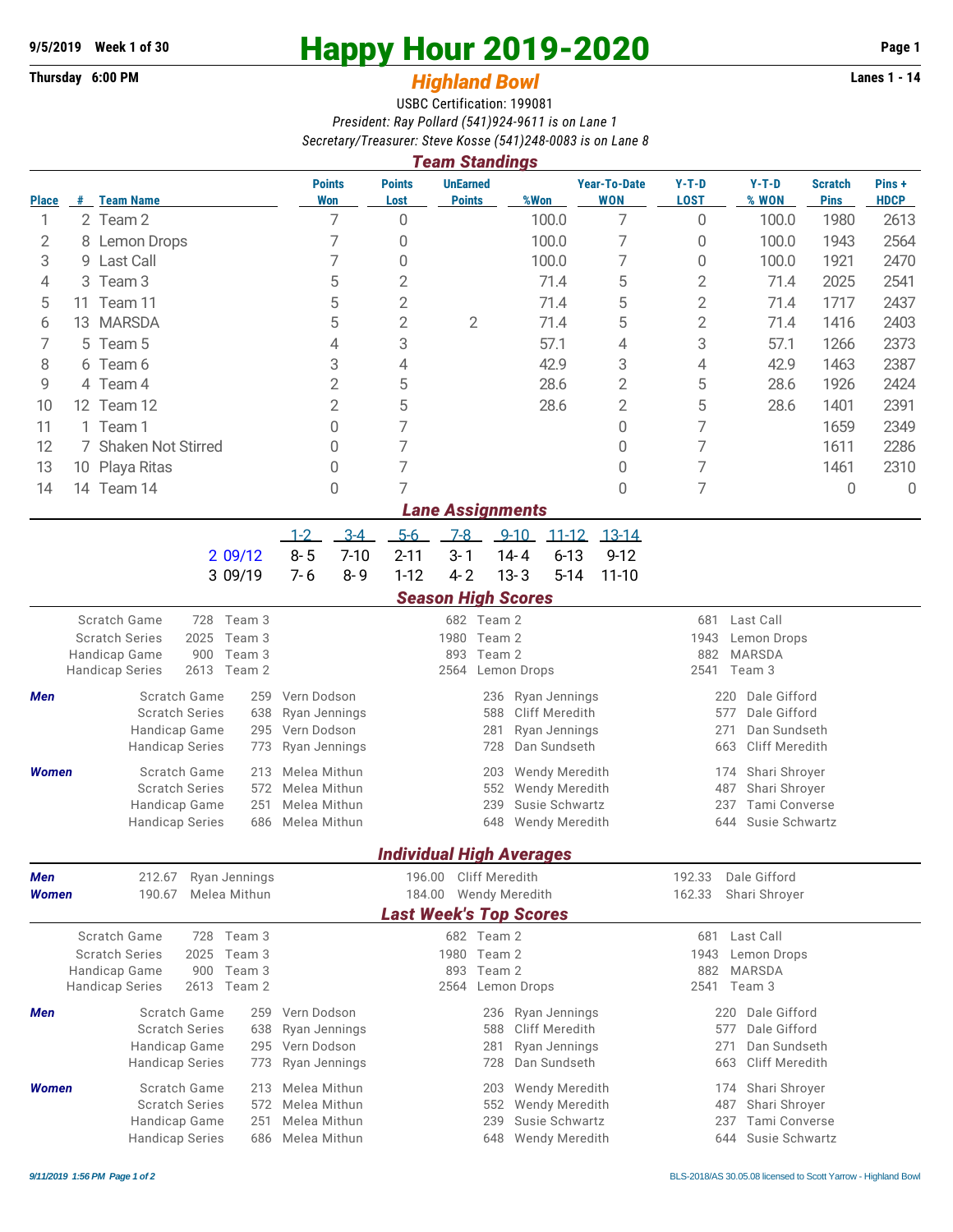9/5/2019 Week 1 of 30

Thursday 6:00 PM

# Happy Hour 2019-2020

## *Highland Bowl*

Lanes 1 - 14

USBC Certification: 199081

*President: Ray Pollard (541)924-9611 is on Lane 1*

*Secretary/Treasurer: Steve Kosse (541)248-0083 is on Lane 8*

### *Team Standings*

| Place | # | Team Name | Points Won | Points Lost | UnEarned Points | %Won | Year-To-Date WON | Y-T-D LOST | Y-T-D % WON | Scratch Pins | Pins + HDCP |
|---|---|---|---|---|---|---|---|---|---|---|---|
| 1 | 2 | Team 2 | 7 | 0 | | 100.0 | 7 | 0 | 100.0 | 1980 | 2613 |
| 2 | 8 | Lemon Drops | 7 | 0 | | 100.0 | 7 | 0 | 100.0 | 1943 | 2564 |
| 3 | 9 | Last Call | 7 | 0 | | 100.0 | 7 | 0 | 100.0 | 1921 | 2470 |
| 4 | 3 | Team 3 | 5 | 2 | | 71.4 | 5 | 2 | 71.4 | 2025 | 2541 |
| 5 | 11 | Team 11 | 5 | 2 | | 71.4 | 5 | 2 | 71.4 | 1717 | 2437 |
| 6 | 13 | MARSDA | 5 | 2 | 2 | 71.4 | 5 | 2 | 71.4 | 1416 | 2403 |
| 7 | 5 | Team 5 | 4 | 3 | | 57.1 | 4 | 3 | 57.1 | 1266 | 2373 |
| 8 | 6 | Team 6 | 3 | 4 | | 42.9 | 3 | 4 | 42.9 | 1463 | 2387 |
| 9 | 4 | Team 4 | 2 | 5 | | 28.6 | 2 | 5 | 28.6 | 1926 | 2424 |
| 10 | 12 | Team 12 | 2 | 5 | | 28.6 | 2 | 5 | 28.6 | 1401 | 2391 |
| 11 | 1 | Team 1 | 0 | 7 | | | 0 | 7 | | 1659 | 2349 |
| 12 | 7 | Shaken Not Stirred | 0 | 7 | | | 0 | 7 | | 1611 | 2286 |
| 13 | 10 | Playa Ritas | 0 | 7 | | | 0 | 7 | | 1461 | 2310 |
| 14 | 14 | Team 14 | 0 | 7 | | | 0 | 7 | | 0 | 0 |

### *Lane Assignments*

| | 1-2 | 3-4 | 5-6 | 7-8 | 9-10 | 11-12 | 13-14 |
|---|---|---|---|---|---|---|---|
| 2 09/12 | 8- 5 | 7-10 | 2-11 | 3- 1 | 14- 4 | 6-13 | 9-12 |
| 3 09/19 | 7- 6 | 8- 9 | 1-12 | 4- 2 | 13- 3 | 5-14 | 11-10 |

### *Season High Scores*

| | | | | | |
|---|---|---|---|---|---|
| Scratch Game | 728 Team 3 | 682 Team 2 | 681 Last Call |
| Scratch Series | 2025 Team 3 | 1980 Team 2 | 1943 Lemon Drops |
| Handicap Game | 900 Team 3 | 893 Team 2 | 882 MARSDA |
| Handicap Series | 2613 Team 2 | 2564 Lemon Drops | 2541 Team 3 |

| | | | | |
|---|---|---|---|---|
| **Men** | Scratch Game | 259 Vern Dodson | 236 Ryan Jennings | 220 Dale Gifford |
| | Scratch Series | 638 Ryan Jennings | 588 Cliff Meredith | 577 Dale Gifford |
| | Handicap Game | 295 Vern Dodson | 281 Ryan Jennings | 271 Dan Sundseth |
| | Handicap Series | 773 Ryan Jennings | 728 Dan Sundseth | 663 Cliff Meredith |
| **Women** | Scratch Game | 213 Melea Mithun | 203 Wendy Meredith | 174 Shari Shroyer |
| | Scratch Series | 572 Melea Mithun | 552 Wendy Meredith | 487 Shari Shroyer |
| | Handicap Game | 251 Melea Mithun | 239 Susie Schwartz | 237 Tami Converse |
| | Handicap Series | 686 Melea Mithun | 648 Wendy Meredith | 644 Susie Schwartz |

### *Individual High Averages*

| | | | |
|---|---|---|---|
| **Men** | 212.67 Ryan Jennings | 196.00 Cliff Meredith | 192.33 Dale Gifford |
| **Women** | 190.67 Melea Mithun | 184.00 Wendy Meredith | 162.33 Shari Shroyer |

### *Last Week's Top Scores*

| | | | |
|---|---|---|---|
| Scratch Game | 728 Team 3 | 682 Team 2 | 681 Last Call |
| Scratch Series | 2025 Team 3 | 1980 Team 2 | 1943 Lemon Drops |
| Handicap Game | 900 Team 3 | 893 Team 2 | 882 MARSDA |
| Handicap Series | 2613 Team 2 | 2564 Lemon Drops | 2541 Team 3 |

| | | | | |
|---|---|---|---|---|
| **Men** | Scratch Game | 259 Vern Dodson | 236 Ryan Jennings | 220 Dale Gifford |
| | Scratch Series | 638 Ryan Jennings | 588 Cliff Meredith | 577 Dale Gifford |
| | Handicap Game | 295 Vern Dodson | 281 Ryan Jennings | 271 Dan Sundseth |
| | Handicap Series | 773 Ryan Jennings | 728 Dan Sundseth | 663 Cliff Meredith |
| **Women** | Scratch Game | 213 Melea Mithun | 203 Wendy Meredith | 174 Shari Shroyer |
| | Scratch Series | 572 Melea Mithun | 552 Wendy Meredith | 487 Shari Shroyer |
| | Handicap Game | 251 Melea Mithun | 239 Susie Schwartz | 237 Tami Converse |
| | Handicap Series | 686 Melea Mithun | 648 Wendy Meredith | 644 Susie Schwartz |

*9/11/2019 1:56 PM*

BLS-2018/AS 30.05.08 licensed to Scott Yarrow - Highland Bowl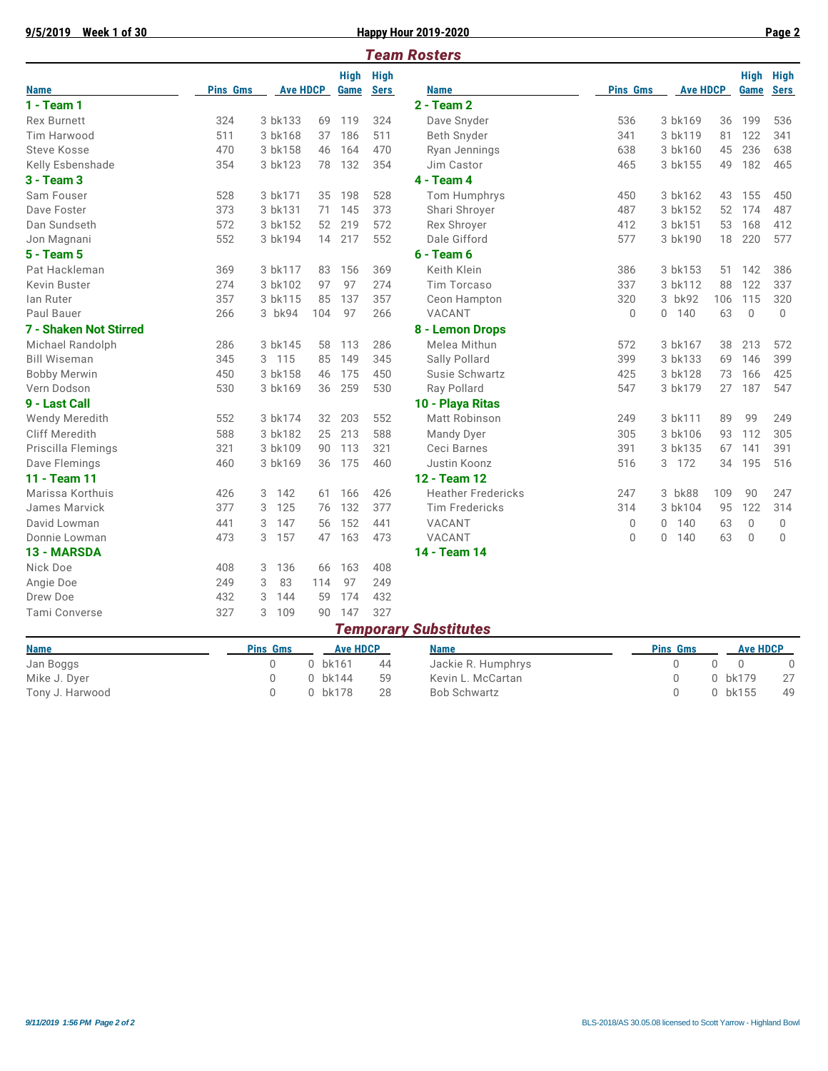## Team Rosters

| Name | Pins | Gms | Ave | HDCP | High Game | High Sers |
|---|---|---|---|---|---|---|
| **1 - Team 1** | | | | | | |
| Rex Burnett | 324 | 3 | bk133 | 69 | 119 | 324 |
| Tim Harwood | 511 | 3 | bk168 | 37 | 186 | 511 |
| Steve Kosse | 470 | 3 | bk158 | 46 | 164 | 470 |
| Kelly Esbenshade | 354 | 3 | bk123 | 78 | 132 | 354 |
| **2 - Team 2** | | | | | | |
| Dave Snyder | 536 | 3 | bk169 | 36 | 199 | 536 |
| Beth Snyder | 341 | 3 | bk119 | 81 | 122 | 341 |
| Ryan Jennings | 638 | 3 | bk160 | 45 | 236 | 638 |
| Jim Castor | 465 | 3 | bk155 | 49 | 182 | 465 |
| **3 - Team 3** | | | | | | |
| Sam Fouser | 528 | 3 | bk171 | 35 | 198 | 528 |
| Dave Foster | 373 | 3 | bk131 | 71 | 145 | 373 |
| Dan Sundseth | 572 | 3 | bk152 | 52 | 219 | 572 |
| Jon Magnani | 552 | 3 | bk194 | 14 | 217 | 552 |
| **4 - Team 4** | | | | | | |
| Tom Humphrys | 450 | 3 | bk162 | 43 | 155 | 450 |
| Shari Shroyer | 487 | 3 | bk152 | 52 | 174 | 487 |
| Rex Shroyer | 412 | 3 | bk151 | 53 | 168 | 412 |
| Dale Gifford | 577 | 3 | bk190 | 18 | 220 | 577 |
| **5 - Team 5** | | | | | | |
| Pat Hackleman | 369 | 3 | bk117 | 83 | 156 | 369 |
| Kevin Buster | 274 | 3 | bk102 | 97 | 97 | 274 |
| Ian Ruter | 357 | 3 | bk115 | 85 | 137 | 357 |
| Paul Bauer | 266 | 3 | bk94 | 104 | 97 | 266 |
| **6 - Team 6** | | | | | | |
| Keith Klein | 386 | 3 | bk153 | 51 | 142 | 386 |
| Tim Torcaso | 337 | 3 | bk112 | 88 | 122 | 337 |
| Ceon Hampton | 320 | 3 | bk92 | 106 | 115 | 320 |
| VACANT | 0 | 0 | 140 | 63 | 0 | 0 |
| **7 - Shaken Not Stirred** | | | | | | |
| Michael Randolph | 286 | 3 | bk145 | 58 | 113 | 286 |
| Bill Wiseman | 345 | 3 | 115 | 85 | 149 | 345 |
| Bobby Merwin | 450 | 3 | bk158 | 46 | 175 | 450 |
| Vern Dodson | 530 | 3 | bk169 | 36 | 259 | 530 |
| **8 - Lemon Drops** | | | | | | |
| Melea Mithun | 572 | 3 | bk167 | 38 | 213 | 572 |
| Sally Pollard | 399 | 3 | bk133 | 69 | 146 | 399 |
| Susie Schwartz | 425 | 3 | bk128 | 73 | 166 | 425 |
| Ray Pollard | 547 | 3 | bk179 | 27 | 187 | 547 |
| **9 - Last Call** | | | | | | |
| Wendy Meredith | 552 | 3 | bk174 | 32 | 203 | 552 |
| Cliff Meredith | 588 | 3 | bk182 | 25 | 213 | 588 |
| Priscilla Flemings | 321 | 3 | bk109 | 90 | 113 | 321 |
| Dave Flemings | 460 | 3 | bk169 | 36 | 175 | 460 |
| **10 - Playa Ritas** | | | | | | |
| Matt Robinson | 249 | 3 | bk111 | 89 | 99 | 249 |
| Mandy Dyer | 305 | 3 | bk106 | 93 | 112 | 305 |
| Ceci Barnes | 391 | 3 | bk135 | 67 | 141 | 391 |
| Justin Koonz | 516 | 3 | 172 | 34 | 195 | 516 |
| **11 - Team 11** | | | | | | |
| Marissa Korthuis | 426 | 3 | 142 | 61 | 166 | 426 |
| James Marvick | 377 | 3 | 125 | 76 | 132 | 377 |
| David Lowman | 441 | 3 | 147 | 56 | 152 | 441 |
| Donnie Lowman | 473 | 3 | 157 | 47 | 163 | 473 |
| **12 - Team 12** | | | | | | |
| Heather Fredericks | 247 | 3 | bk88 | 109 | 90 | 247 |
| Tim Fredericks | 314 | 3 | bk104 | 95 | 122 | 314 |
| VACANT | 0 | 0 | 140 | 63 | 0 | 0 |
| VACANT | 0 | 0 | 140 | 63 | 0 | 0 |
| **13 - MARSDA** | | | | | | |
| Nick Doe | 408 | 3 | 136 | 66 | 163 | 408 |
| Angie Doe | 249 | 3 | 83 | 114 | 97 | 249 |
| Drew Doe | 432 | 3 | 144 | 59 | 174 | 432 |
| Tami Converse | 327 | 3 | 109 | 90 | 147 | 327 |
| **14 - Team 14** | | | | | | |

## Temporary Substitutes

| Name | Pins | Gms | Ave | HDCP |
|---|---|---|---|---|
| Jan Boggs | 0 | 0 | bk161 | 44 |
| Mike J. Dyer | 0 | 0 | bk144 | 59 |
| Tony J. Harwood | 0 | 0 | bk178 | 28 |
| Jackie R. Humphrys | 0 | 0 | 0 | 0 |
| Kevin L. McCartan | 0 | 0 | bk179 | 27 |
| Bob Schwartz | 0 | 0 | bk155 | 49 |